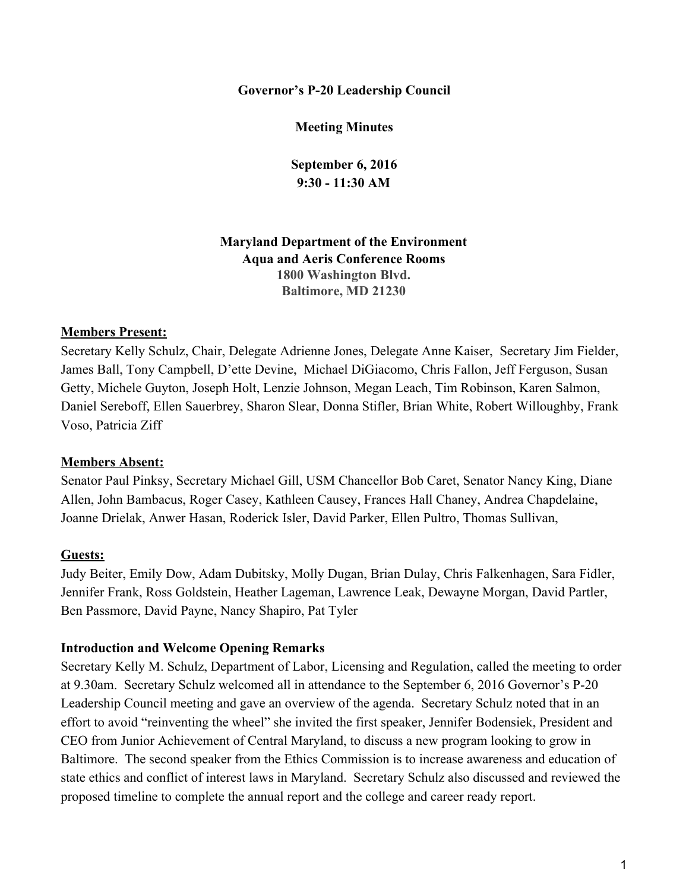**Governor's P-20 Leadership Council**

**Meeting Minutes**

**September 6, 2016**
**9:30 - 11:30 AM**

**Maryland Department of the Environment**
**Aqua and Aeris Conference Rooms**
**1800 Washington Blvd.**
**Baltimore, MD 21230**

**Members Present:**
Secretary Kelly Schulz, Chair, Delegate Adrienne Jones, Delegate Anne Kaiser, Secretary Jim Fielder, James Ball, Tony Campbell, D'ette Devine, Michael DiGiacomo, Chris Fallon, Jeff Ferguson, Susan Getty, Michele Guyton, Joseph Holt, Lenzie Johnson, Megan Leach, Tim Robinson, Karen Salmon, Daniel Sereboff, Ellen Sauerbrey, Sharon Slear, Donna Stifler, Brian White, Robert Willoughby, Frank Voso, Patricia Ziff

**Members Absent:**
Senator Paul Pinksy, Secretary Michael Gill, USM Chancellor Bob Caret, Senator Nancy King, Diane Allen, John Bambacus, Roger Casey, Kathleen Causey, Frances Hall Chaney, Andrea Chapdelaine, Joanne Drielak, Anwer Hasan, Roderick Isler, David Parker, Ellen Pultro, Thomas Sullivan,

**Guests:**
Judy Beiter, Emily Dow, Adam Dubitsky, Molly Dugan, Brian Dulay, Chris Falkenhagen, Sara Fidler, Jennifer Frank, Ross Goldstein, Heather Lageman, Lawrence Leak, Dewayne Morgan, David Partler, Ben Passmore, David Payne, Nancy Shapiro, Pat Tyler

**Introduction and Welcome Opening Remarks**
Secretary Kelly M. Schulz, Department of Labor, Licensing and Regulation, called the meeting to order at 9.30am. Secretary Schulz welcomed all in attendance to the September 6, 2016 Governor's P-20 Leadership Council meeting and gave an overview of the agenda. Secretary Schulz noted that in an effort to avoid "reinventing the wheel" she invited the first speaker, Jennifer Bodensiek, President and CEO from Junior Achievement of Central Maryland, to discuss a new program looking to grow in Baltimore. The second speaker from the Ethics Commission is to increase awareness and education of state ethics and conflict of interest laws in Maryland. Secretary Schulz also discussed and reviewed the proposed timeline to complete the annual report and the college and career ready report.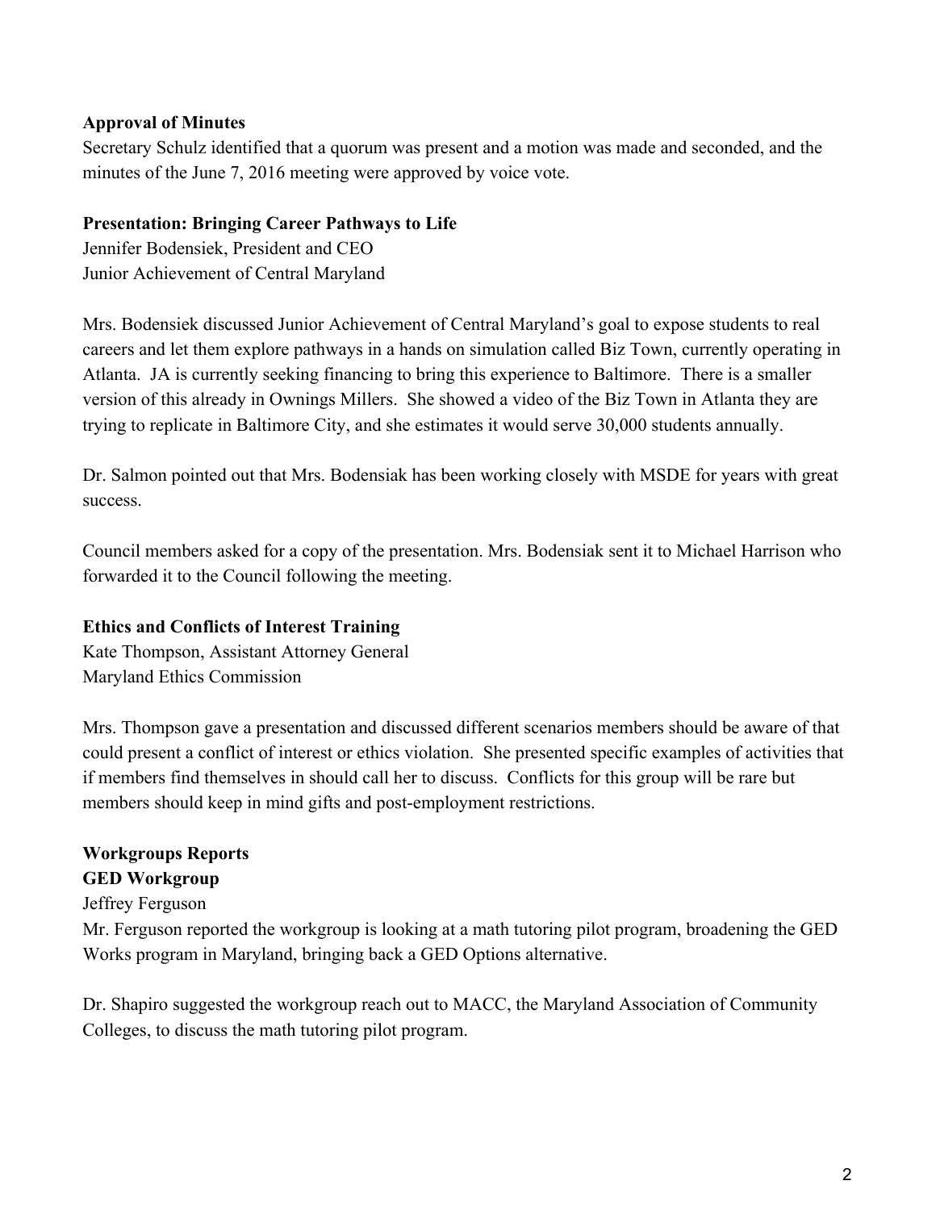**Approval of Minutes**

Secretary Schulz identified that a quorum was present and a motion was made and seconded, and the minutes of the June 7, 2016 meeting were approved by voice vote.

**Presentation: Bringing Career Pathways to Life**

Jennifer Bodensiek, President and CEO
Junior Achievement of Central Maryland

Mrs. Bodensiek discussed Junior Achievement of Central Maryland's goal to expose students to real careers and let them explore pathways in a hands on simulation called Biz Town, currently operating in Atlanta. JA is currently seeking financing to bring this experience to Baltimore. There is a smaller version of this already in Ownings Millers. She showed a video of the Biz Town in Atlanta they are trying to replicate in Baltimore City, and she estimates it would serve 30,000 students annually.

Dr. Salmon pointed out that Mrs. Bodensiak has been working closely with MSDE for years with great success.

Council members asked for a copy of the presentation. Mrs. Bodensiak sent it to Michael Harrison who forwarded it to the Council following the meeting.

**Ethics and Conflicts of Interest Training**

Kate Thompson, Assistant Attorney General
Maryland Ethics Commission

Mrs. Thompson gave a presentation and discussed different scenarios members should be aware of that could present a conflict of interest or ethics violation. She presented specific examples of activities that if members find themselves in should call her to discuss. Conflicts for this group will be rare but members should keep in mind gifts and post-employment restrictions.

**Workgroups Reports**

**GED Workgroup**

Jeffrey Ferguson

Mr. Ferguson reported the workgroup is looking at a math tutoring pilot program, broadening the GED Works program in Maryland, bringing back a GED Options alternative.

Dr. Shapiro suggested the workgroup reach out to MACC, the Maryland Association of Community Colleges, to discuss the math tutoring pilot program.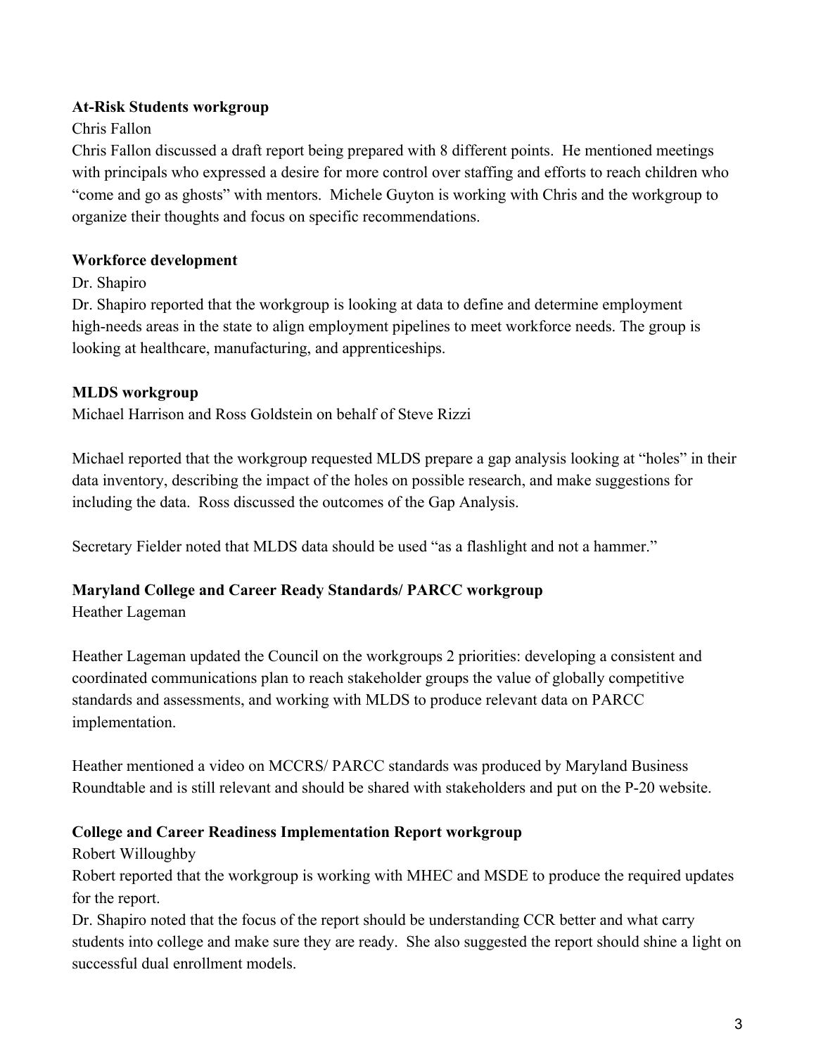**At-Risk Students workgroup**

Chris Fallon

Chris Fallon discussed a draft report being prepared with 8 different points. He mentioned meetings with principals who expressed a desire for more control over staffing and efforts to reach children who "come and go as ghosts" with mentors. Michele Guyton is working with Chris and the workgroup to organize their thoughts and focus on specific recommendations.

**Workforce development**

Dr. Shapiro

Dr. Shapiro reported that the workgroup is looking at data to define and determine employment high-needs areas in the state to align employment pipelines to meet workforce needs. The group is looking at healthcare, manufacturing, and apprenticeships.

**MLDS workgroup**

Michael Harrison and Ross Goldstein on behalf of Steve Rizzi

Michael reported that the workgroup requested MLDS prepare a gap analysis looking at "holes" in their data inventory, describing the impact of the holes on possible research, and make suggestions for including the data. Ross discussed the outcomes of the Gap Analysis.

Secretary Fielder noted that MLDS data should be used "as a flashlight and not a hammer."

**Maryland College and Career Ready Standards/ PARCC workgroup**

Heather Lageman

Heather Lageman updated the Council on the workgroups 2 priorities: developing a consistent and coordinated communications plan to reach stakeholder groups the value of globally competitive standards and assessments, and working with MLDS to produce relevant data on PARCC implementation.

Heather mentioned a video on MCCRS/ PARCC standards was produced by Maryland Business Roundtable and is still relevant and should be shared with stakeholders and put on the P-20 website.

**College and Career Readiness Implementation Report workgroup**

Robert Willoughby

Robert reported that the workgroup is working with MHEC and MSDE to produce the required updates for the report.

Dr. Shapiro noted that the focus of the report should be understanding CCR better and what carry students into college and make sure they are ready. She also suggested the report should shine a light on successful dual enrollment models.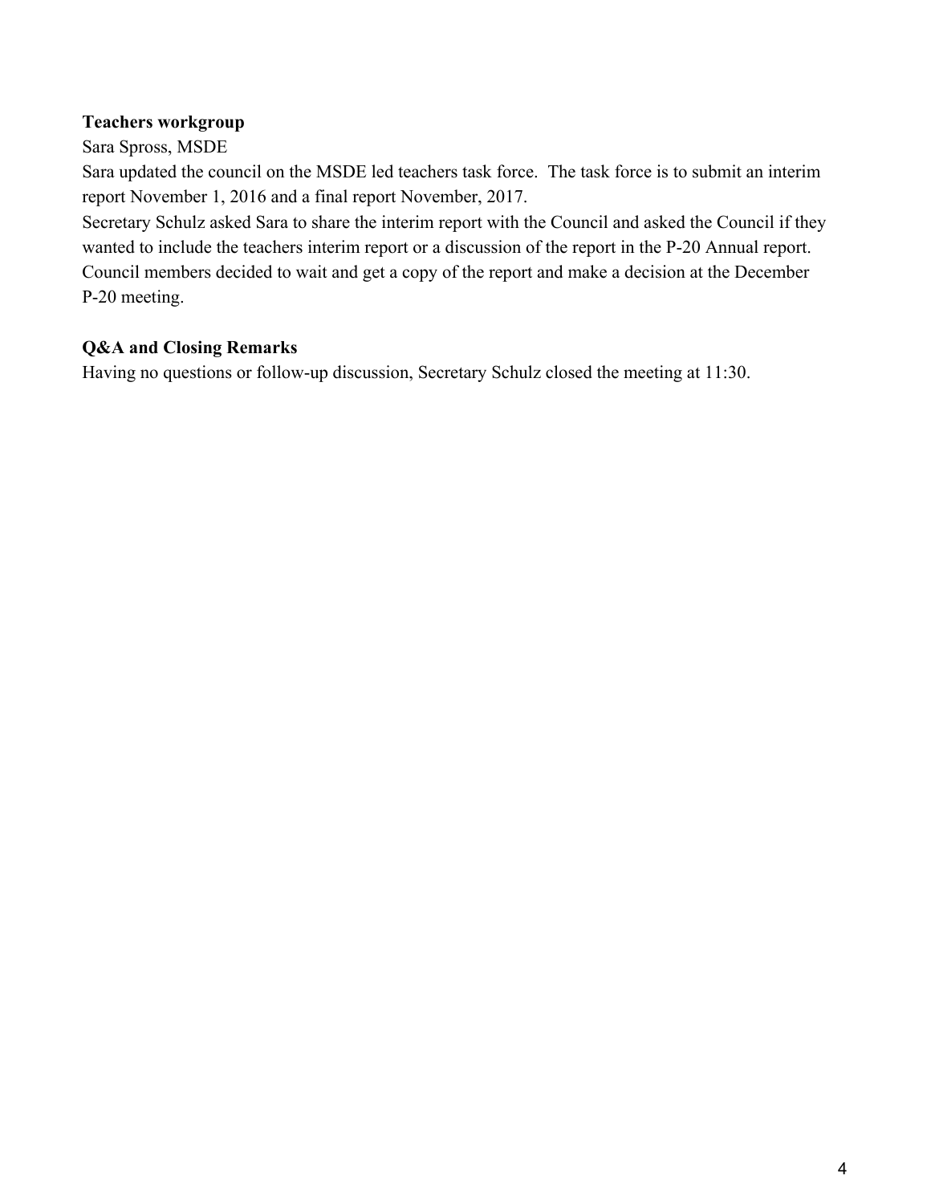**Teachers workgroup**

Sara Spross, MSDE

Sara updated the council on the MSDE led teachers task force.  The task force is to submit an interim report November 1, 2016 and a final report November, 2017.

Secretary Schulz asked Sara to share the interim report with the Council and asked the Council if they wanted to include the teachers interim report or a discussion of the report in the P-20 Annual report. Council members decided to wait and get a copy of the report and make a decision at the December P-20 meeting.

**Q&A and Closing Remarks**

Having no questions or follow-up discussion, Secretary Schulz closed the meeting at 11:30.